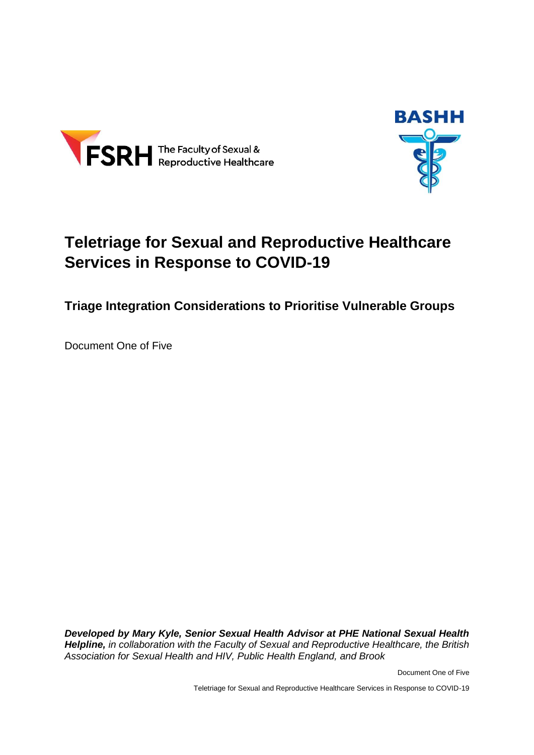# Teletriage for Sexual and Reproductive Healthcare Services in Response to COVID-19

## Triage Integration Considerations to Prioritise Vulnerable Groups

Document One of Five

***Developed by Mary Kyle, Senior Sexual Health Advisor at PHE National Sexual Health Helpline,*** *in collaboration with the Faculty of Sexual and Reproductive Healthcare, the British Association for Sexual Health and HIV, Public Health England, and Brook*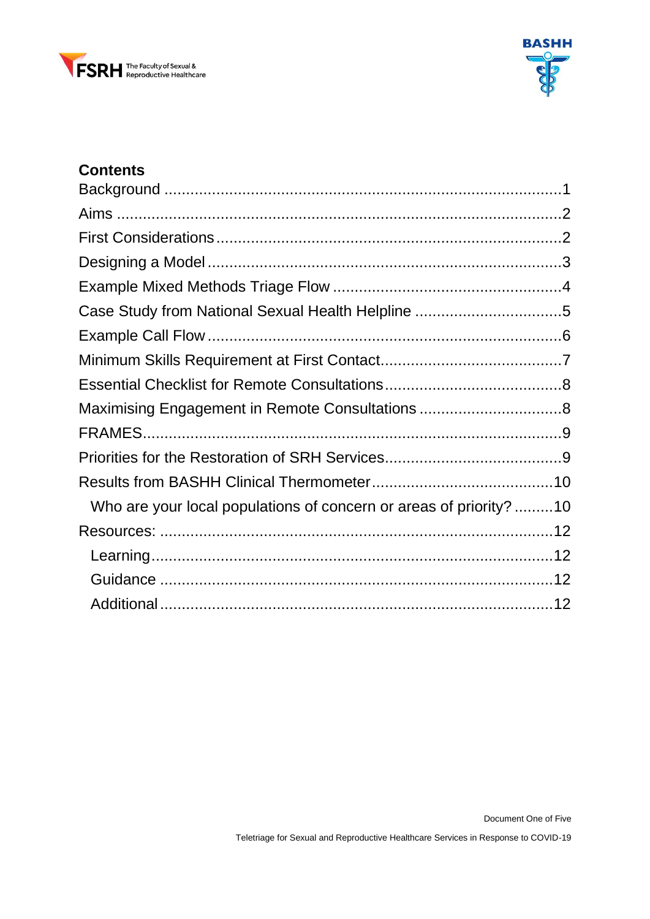## Contents

- Background ...1
- Aims ...2
- First Considerations ...2
- Designing a Model ...3
- Example Mixed Methods Triage Flow ...4
- Case Study from National Sexual Health Helpline ...5
- Example Call Flow ...6
- Minimum Skills Requirement at First Contact ...7
- Essential Checklist for Remote Consultations ...8
- Maximising Engagement in Remote Consultations ...8
- FRAMES ...9
- Priorities for the Restoration of SRH Services ...9
- Results from BASHH Clinical Thermometer ...10
  - Who are your local populations of concern or areas of priority? ...10
- Resources: ...12
  - Learning ...12
  - Guidance ...12
  - Additional ...12

Document One of Five

Teletriage for Sexual and Reproductive Healthcare Services in Response to COVID-19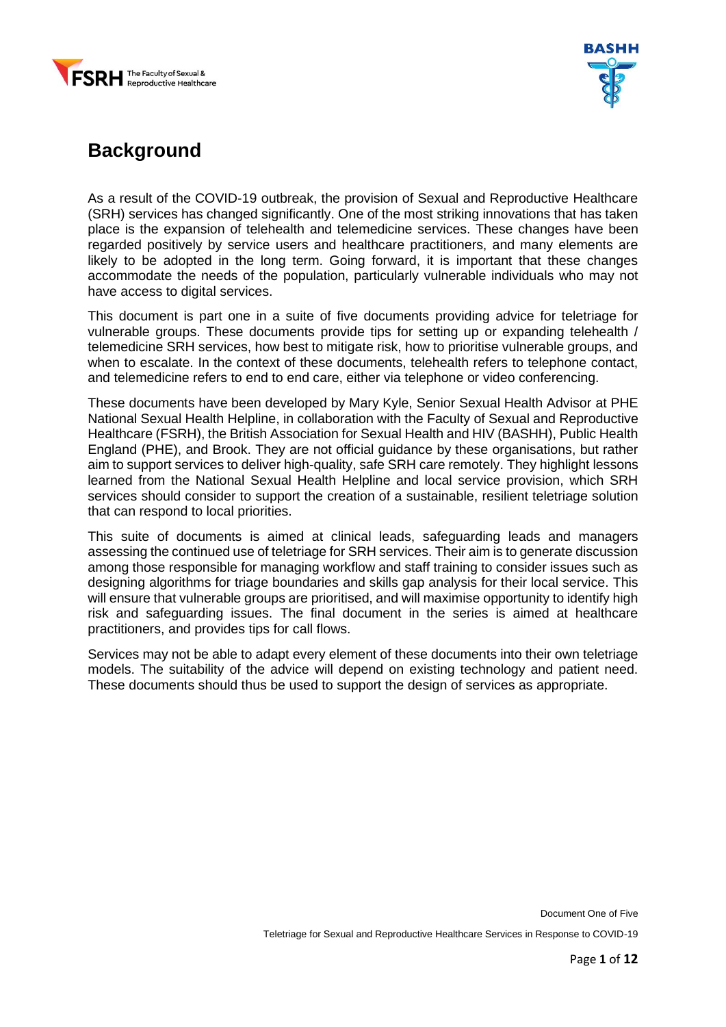# Background

As a result of the COVID-19 outbreak, the provision of Sexual and Reproductive Healthcare (SRH) services has changed significantly. One of the most striking innovations that has taken place is the expansion of telehealth and telemedicine services. These changes have been regarded positively by service users and healthcare practitioners, and many elements are likely to be adopted in the long term. Going forward, it is important that these changes accommodate the needs of the population, particularly vulnerable individuals who may not have access to digital services.

This document is part one in a suite of five documents providing advice for teletriage for vulnerable groups. These documents provide tips for setting up or expanding telehealth / telemedicine SRH services, how best to mitigate risk, how to prioritise vulnerable groups, and when to escalate. In the context of these documents, telehealth refers to telephone contact, and telemedicine refers to end to end care, either via telephone or video conferencing.

These documents have been developed by Mary Kyle, Senior Sexual Health Advisor at PHE National Sexual Health Helpline, in collaboration with the Faculty of Sexual and Reproductive Healthcare (FSRH), the British Association for Sexual Health and HIV (BASHH), Public Health England (PHE), and Brook. They are not official guidance by these organisations, but rather aim to support services to deliver high-quality, safe SRH care remotely. They highlight lessons learned from the National Sexual Health Helpline and local service provision, which SRH services should consider to support the creation of a sustainable, resilient teletriage solution that can respond to local priorities.

This suite of documents is aimed at clinical leads, safeguarding leads and managers assessing the continued use of teletriage for SRH services. Their aim is to generate discussion among those responsible for managing workflow and staff training to consider issues such as designing algorithms for triage boundaries and skills gap analysis for their local service. This will ensure that vulnerable groups are prioritised, and will maximise opportunity to identify high risk and safeguarding issues. The final document in the series is aimed at healthcare practitioners, and provides tips for call flows.

Services may not be able to adapt every element of these documents into their own teletriage models. The suitability of the advice will depend on existing technology and patient need. These documents should thus be used to support the design of services as appropriate.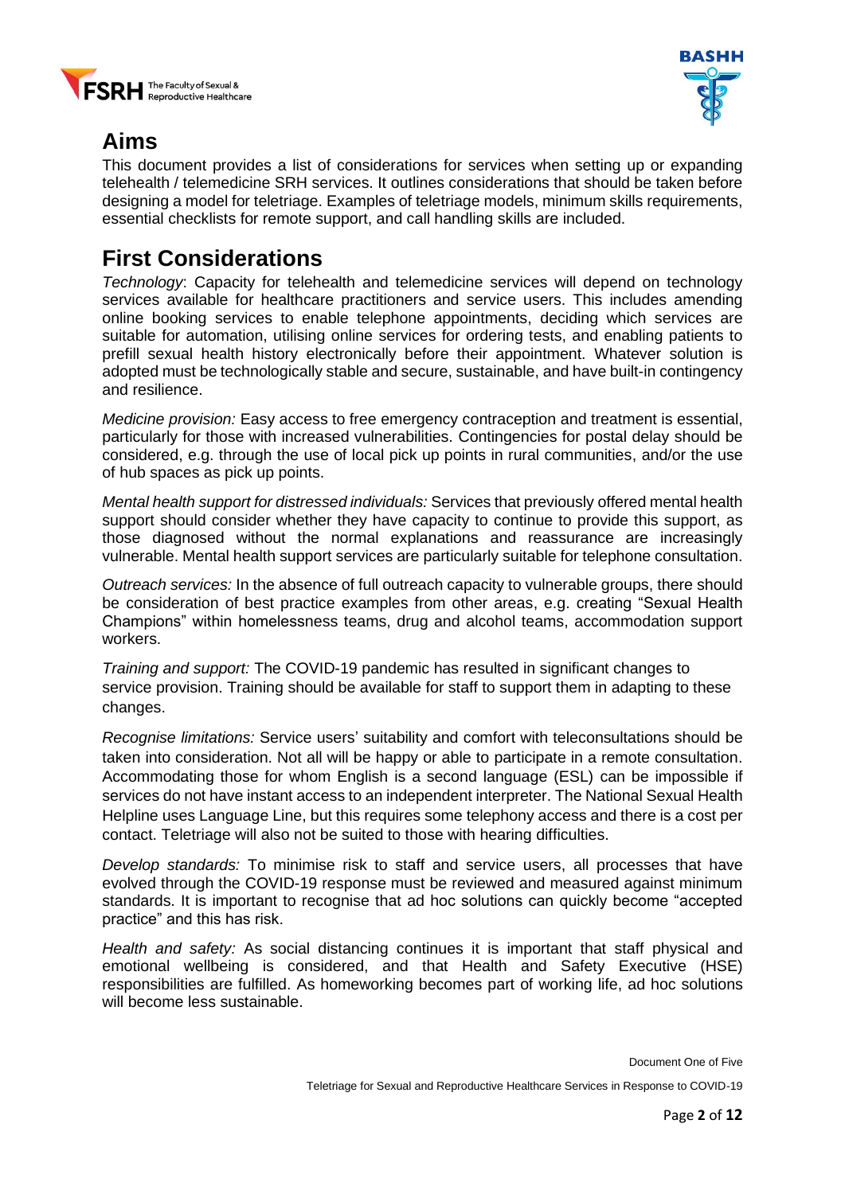## Aims

This document provides a list of considerations for services when setting up or expanding telehealth / telemedicine SRH services. It outlines considerations that should be taken before designing a model for teletriage. Examples of teletriage models, minimum skills requirements, essential checklists for remote support, and call handling skills are included.

## First Considerations

*Technology*: Capacity for telehealth and telemedicine services will depend on technology services available for healthcare practitioners and service users. This includes amending online booking services to enable telephone appointments, deciding which services are suitable for automation, utilising online services for ordering tests, and enabling patients to prefill sexual health history electronically before their appointment. Whatever solution is adopted must be technologically stable and secure, sustainable, and have built-in contingency and resilience.

*Medicine provision:* Easy access to free emergency contraception and treatment is essential, particularly for those with increased vulnerabilities. Contingencies for postal delay should be considered, e.g. through the use of local pick up points in rural communities, and/or the use of hub spaces as pick up points.

*Mental health support for distressed individuals:* Services that previously offered mental health support should consider whether they have capacity to continue to provide this support, as those diagnosed without the normal explanations and reassurance are increasingly vulnerable. Mental health support services are particularly suitable for telephone consultation.

*Outreach services:* In the absence of full outreach capacity to vulnerable groups, there should be consideration of best practice examples from other areas, e.g. creating "Sexual Health Champions" within homelessness teams, drug and alcohol teams, accommodation support workers.

*Training and support:* The COVID-19 pandemic has resulted in significant changes to service provision. Training should be available for staff to support them in adapting to these changes.

*Recognise limitations:* Service users' suitability and comfort with teleconsultations should be taken into consideration. Not all will be happy or able to participate in a remote consultation. Accommodating those for whom English is a second language (ESL) can be impossible if services do not have instant access to an independent interpreter. The National Sexual Health Helpline uses Language Line, but this requires some telephony access and there is a cost per contact. Teletriage will also not be suited to those with hearing difficulties.

*Develop standards:* To minimise risk to staff and service users, all processes that have evolved through the COVID-19 response must be reviewed and measured against minimum standards. It is important to recognise that ad hoc solutions can quickly become "accepted practice" and this has risk.

*Health and safety:* As social distancing continues it is important that staff physical and emotional wellbeing is considered, and that Health and Safety Executive (HSE) responsibilities are fulfilled. As homeworking becomes part of working life, ad hoc solutions will become less sustainable.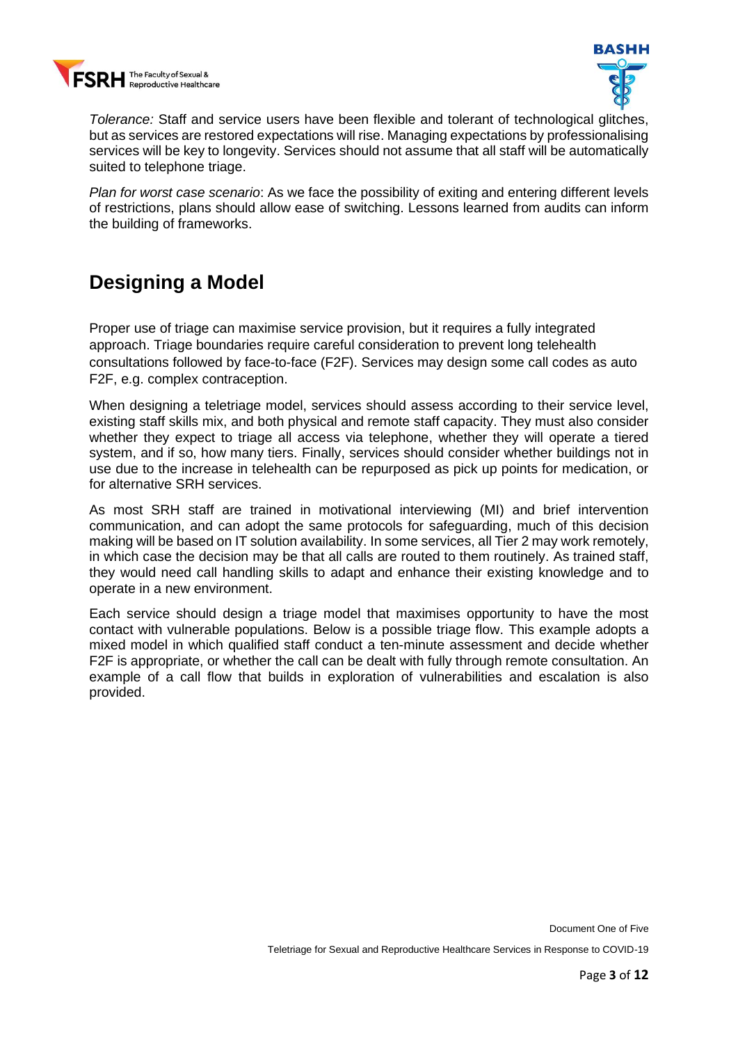*Tolerance:* Staff and service users have been flexible and tolerant of technological glitches, but as services are restored expectations will rise. Managing expectations by professionalising services will be key to longevity. Services should not assume that all staff will be automatically suited to telephone triage.

*Plan for worst case scenario*: As we face the possibility of exiting and entering different levels of restrictions, plans should allow ease of switching. Lessons learned from audits can inform the building of frameworks.

## Designing a Model

Proper use of triage can maximise service provision, but it requires a fully integrated approach. Triage boundaries require careful consideration to prevent long telehealth consultations followed by face-to-face (F2F). Services may design some call codes as auto F2F, e.g. complex contraception.

When designing a teletriage model, services should assess according to their service level, existing staff skills mix, and both physical and remote staff capacity. They must also consider whether they expect to triage all access via telephone, whether they will operate a tiered system, and if so, how many tiers. Finally, services should consider whether buildings not in use due to the increase in telehealth can be repurposed as pick up points for medication, or for alternative SRH services.

As most SRH staff are trained in motivational interviewing (MI) and brief intervention communication, and can adopt the same protocols for safeguarding, much of this decision making will be based on IT solution availability. In some services, all Tier 2 may work remotely, in which case the decision may be that all calls are routed to them routinely. As trained staff, they would need call handling skills to adapt and enhance their existing knowledge and to operate in a new environment.

Each service should design a triage model that maximises opportunity to have the most contact with vulnerable populations. Below is a possible triage flow. This example adopts a mixed model in which qualified staff conduct a ten-minute assessment and decide whether F2F is appropriate, or whether the call can be dealt with fully through remote consultation. An example of a call flow that builds in exploration of vulnerabilities and escalation is also provided.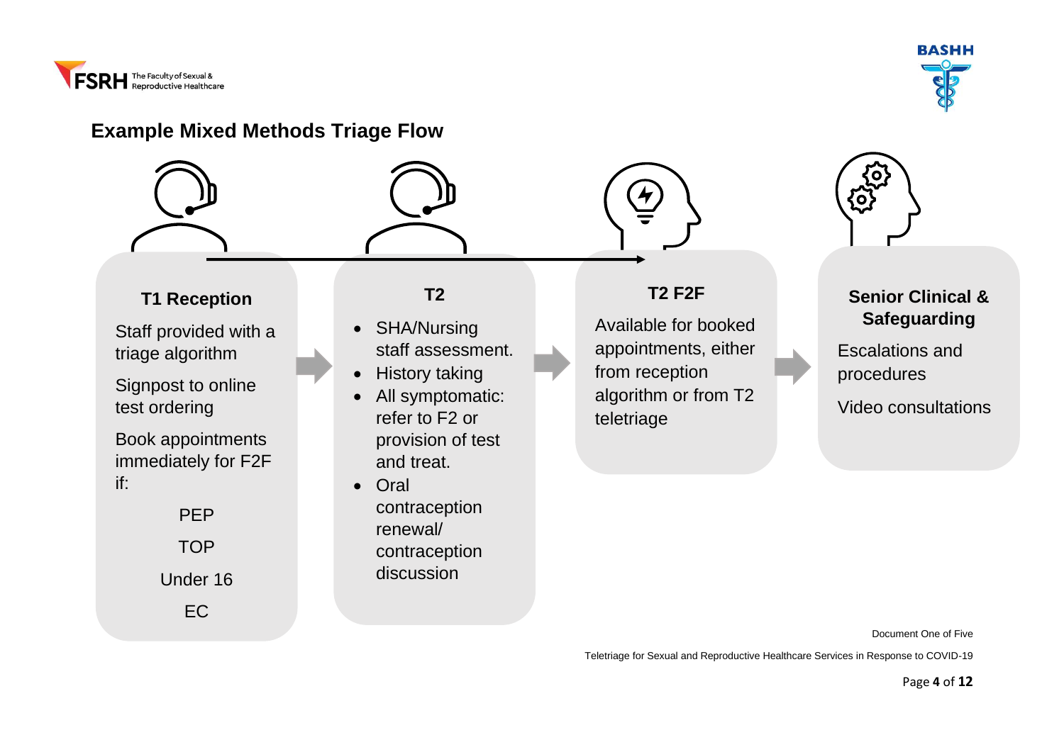## Example Mixed Methods Triage Flow

### T1 Reception

Staff provided with a triage algorithm

Signpost to online test ordering

Book appointments immediately for F2F if:

- PEP
- TOP
- Under 16
- EC

### T2

- SHA/Nursing staff assessment.
- History taking
- All symptomatic: refer to F2 or provision of test and treat.
- Oral contraception renewal/ contraception discussion

### T2 F2F

Available for booked appointments, either from reception algorithm or from T2 teletriage

### Senior Clinical & Safeguarding

Escalations and procedures

Video consultations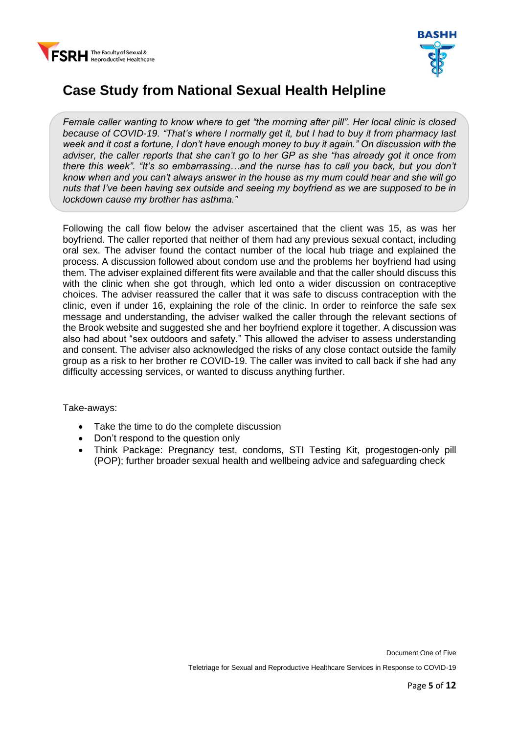# Case Study from National Sexual Health Helpline

*Female caller wanting to know where to get "the morning after pill". Her local clinic is closed because of COVID-19. "That's where I normally get it, but I had to buy it from pharmacy last week and it cost a fortune, I don't have enough money to buy it again." On discussion with the adviser, the caller reports that she can't go to her GP as she "has already got it once from there this week". "It's so embarrassing…and the nurse has to call you back, but you don't know when and you can't always answer in the house as my mum could hear and she will go nuts that I've been having sex outside and seeing my boyfriend as we are supposed to be in lockdown cause my brother has asthma."*

Following the call flow below the adviser ascertained that the client was 15, as was her boyfriend. The caller reported that neither of them had any previous sexual contact, including oral sex. The adviser found the contact number of the local hub triage and explained the process. A discussion followed about condom use and the problems her boyfriend had using them. The adviser explained different fits were available and that the caller should discuss this with the clinic when she got through, which led onto a wider discussion on contraceptive choices. The adviser reassured the caller that it was safe to discuss contraception with the clinic, even if under 16, explaining the role of the clinic. In order to reinforce the safe sex message and understanding, the adviser walked the caller through the relevant sections of the Brook website and suggested she and her boyfriend explore it together. A discussion was also had about "sex outdoors and safety." This allowed the adviser to assess understanding and consent. The adviser also acknowledged the risks of any close contact outside the family group as a risk to her brother re COVID-19. The caller was invited to call back if she had any difficulty accessing services, or wanted to discuss anything further.

Take-aways:

- Take the time to do the complete discussion
- Don't respond to the question only
- Think Package: Pregnancy test, condoms, STI Testing Kit, progestogen-only pill (POP); further broader sexual health and wellbeing advice and safeguarding check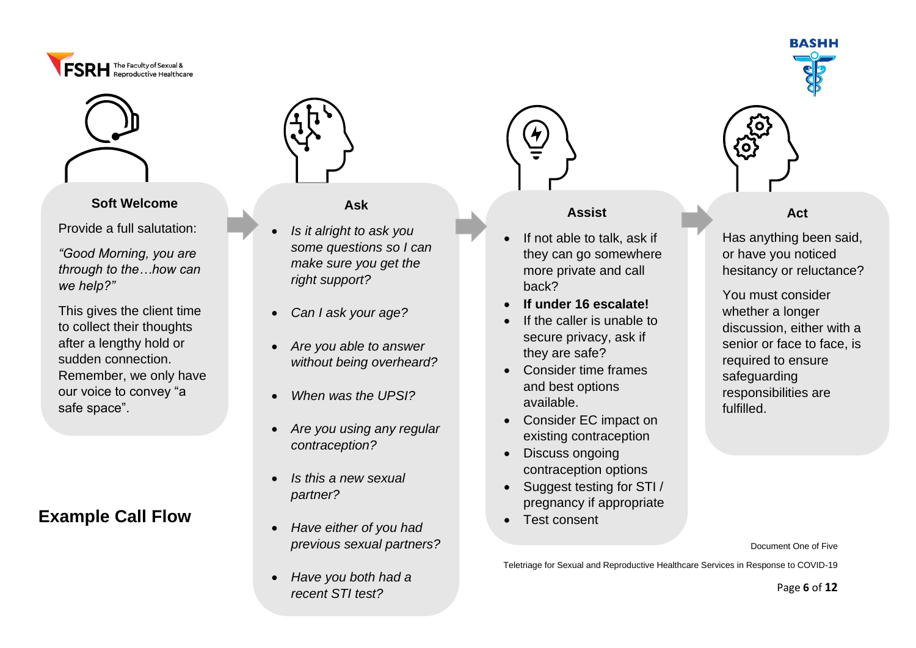## Example Call Flow

### Soft Welcome

Provide a full salutation:

*"Good Morning, you are through to the…how can we help?"*

This gives the client time to collect their thoughts after a lengthy hold or sudden connection. Remember, we only have our voice to convey "a safe space".

### Ask

- *Is it alright to ask you some questions so I can make sure you get the right support?*
- *Can I ask your age?*
- *Are you able to answer without being overheard?*
- *When was the UPSI?*
- *Are you using any regular contraception?*
- *Is this a new sexual partner?*
- *Have either of you had previous sexual partners?*
- *Have you both had a recent STI test?*

### Assist

- If not able to talk, ask if they can go somewhere more private and call back?
- **If under 16 escalate!**
- If the caller is unable to secure privacy, ask if they are safe?
- Consider time frames and best options available.
- Consider EC impact on existing contraception
- Discuss ongoing contraception options
- Suggest testing for STI / pregnancy if appropriate
- Test consent

### Act

Has anything been said, or have you noticed hesitancy or reluctance?

You must consider whether a longer discussion, either with a senior or face to face, is required to ensure safeguarding responsibilities are fulfilled.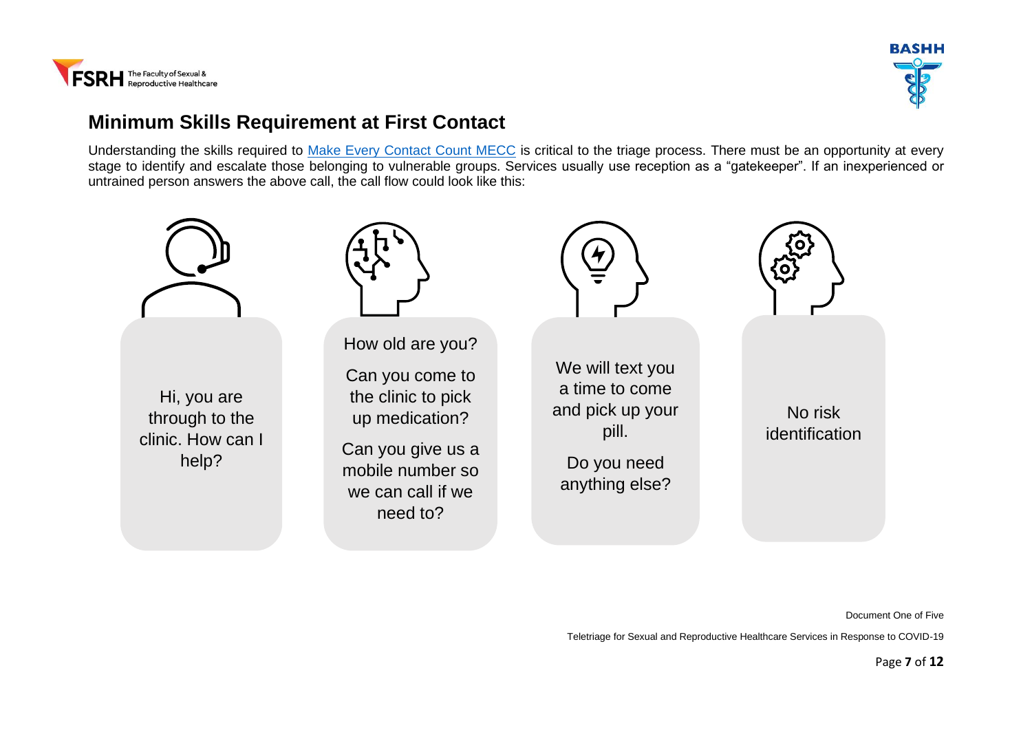## Minimum Skills Requirement at First Contact

Understanding the skills required to [Make Every Contact Count MECC](Make Every Contact Count MECC) is critical to the triage process. There must be an opportunity at every stage to identify and escalate those belonging to vulnerable groups. Services usually use reception as a "gatekeeper". If an inexperienced or untrained person answers the above call, the call flow could look like this:

Hi, you are through to the clinic. How can I help?

How old are you?

Can you come to the clinic to pick up medication?

Can you give us a mobile number so we can call if we need to?

We will text you a time to come and pick up your pill.

Do you need anything else?

No risk identification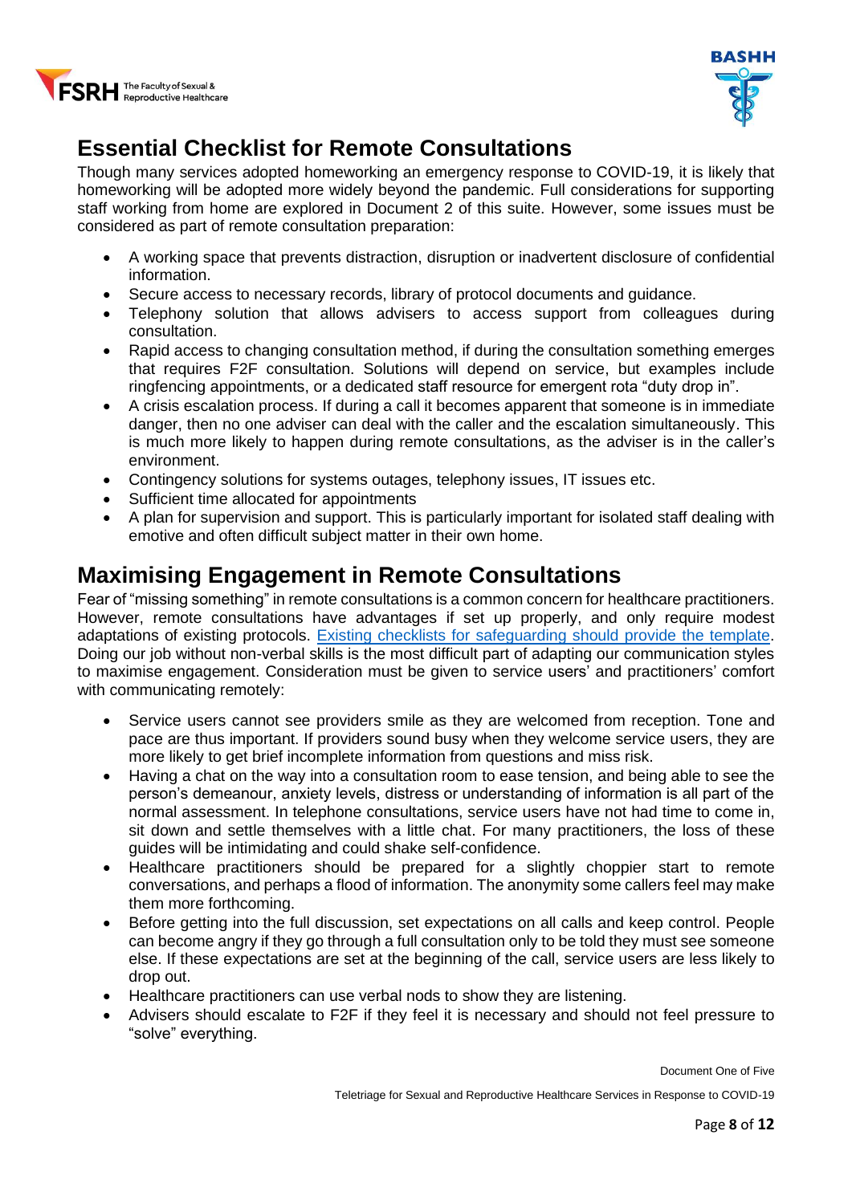## Essential Checklist for Remote Consultations

Though many services adopted homeworking an emergency response to COVID-19, it is likely that homeworking will be adopted more widely beyond the pandemic. Full considerations for supporting staff working from home are explored in Document 2 of this suite. However, some issues must be considered as part of remote consultation preparation:

- A working space that prevents distraction, disruption or inadvertent disclosure of confidential information.
- Secure access to necessary records, library of protocol documents and guidance.
- Telephony solution that allows advisers to access support from colleagues during consultation.
- Rapid access to changing consultation method, if during the consultation something emerges that requires F2F consultation. Solutions will depend on service, but examples include ringfencing appointments, or a dedicated staff resource for emergent rota "duty drop in".
- A crisis escalation process. If during a call it becomes apparent that someone is in immediate danger, then no one adviser can deal with the caller and the escalation simultaneously. This is much more likely to happen during remote consultations, as the adviser is in the caller's environment.
- Contingency solutions for systems outages, telephony issues, IT issues etc.
- Sufficient time allocated for appointments
- A plan for supervision and support. This is particularly important for isolated staff dealing with emotive and often difficult subject matter in their own home.

## Maximising Engagement in Remote Consultations

Fear of "missing something" in remote consultations is a common concern for healthcare practitioners. However, remote consultations have advantages if set up properly, and only require modest adaptations of existing protocols. [Existing checklists for safeguarding should provide the template](). Doing our job without non-verbal skills is the most difficult part of adapting our communication styles to maximise engagement. Consideration must be given to service users' and practitioners' comfort with communicating remotely:

- Service users cannot see providers smile as they are welcomed from reception. Tone and pace are thus important. If providers sound busy when they welcome service users, they are more likely to get brief incomplete information from questions and miss risk.
- Having a chat on the way into a consultation room to ease tension, and being able to see the person's demeanour, anxiety levels, distress or understanding of information is all part of the normal assessment. In telephone consultations, service users have not had time to come in, sit down and settle themselves with a little chat. For many practitioners, the loss of these guides will be intimidating and could shake self-confidence.
- Healthcare practitioners should be prepared for a slightly choppier start to remote conversations, and perhaps a flood of information. The anonymity some callers feel may make them more forthcoming.
- Before getting into the full discussion, set expectations on all calls and keep control. People can become angry if they go through a full consultation only to be told they must see someone else. If these expectations are set at the beginning of the call, service users are less likely to drop out.
- Healthcare practitioners can use verbal nods to show they are listening.
- Advisers should escalate to F2F if they feel it is necessary and should not feel pressure to "solve" everything.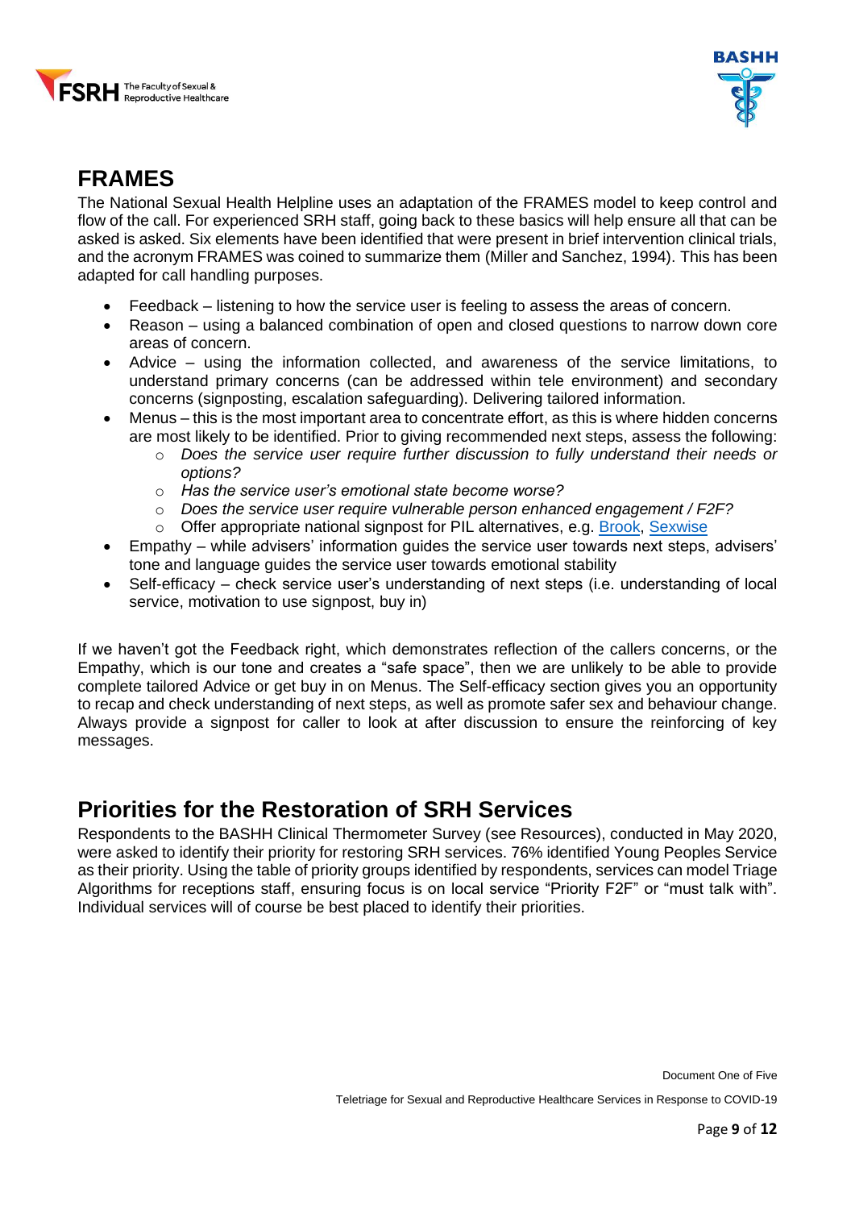## FRAMES

The National Sexual Health Helpline uses an adaptation of the FRAMES model to keep control and flow of the call. For experienced SRH staff, going back to these basics will help ensure all that can be asked is asked. Six elements have been identified that were present in brief intervention clinical trials, and the acronym FRAMES was coined to summarize them (Miller and Sanchez, 1994). This has been adapted for call handling purposes.

- Feedback – listening to how the service user is feeling to assess the areas of concern.
- Reason – using a balanced combination of open and closed questions to narrow down core areas of concern.
- Advice – using the information collected, and awareness of the service limitations, to understand primary concerns (can be addressed within tele environment) and secondary concerns (signposting, escalation safeguarding). Delivering tailored information.
- Menus – this is the most important area to concentrate effort, as this is where hidden concerns are most likely to be identified. Prior to giving recommended next steps, assess the following:
  - *Does the service user require further discussion to fully understand their needs or options?*
  - *Has the service user's emotional state become worse?*
  - *Does the service user require vulnerable person enhanced engagement / F2F?*
  - Offer appropriate national signpost for PIL alternatives, e.g. Brook, Sexwise
- Empathy – while advisers' information guides the service user towards next steps, advisers' tone and language guides the service user towards emotional stability
- Self-efficacy – check service user's understanding of next steps (i.e. understanding of local service, motivation to use signpost, buy in)

If we haven't got the Feedback right, which demonstrates reflection of the callers concerns, or the Empathy, which is our tone and creates a "safe space", then we are unlikely to be able to provide complete tailored Advice or get buy in on Menus. The Self-efficacy section gives you an opportunity to recap and check understanding of next steps, as well as promote safer sex and behaviour change. Always provide a signpost for caller to look at after discussion to ensure the reinforcing of key messages.

## Priorities for the Restoration of SRH Services

Respondents to the BASHH Clinical Thermometer Survey (see Resources), conducted in May 2020, were asked to identify their priority for restoring SRH services. 76% identified Young Peoples Service as their priority. Using the table of priority groups identified by respondents, services can model Triage Algorithms for receptions staff, ensuring focus is on local service "Priority F2F" or "must talk with". Individual services will of course be best placed to identify their priorities.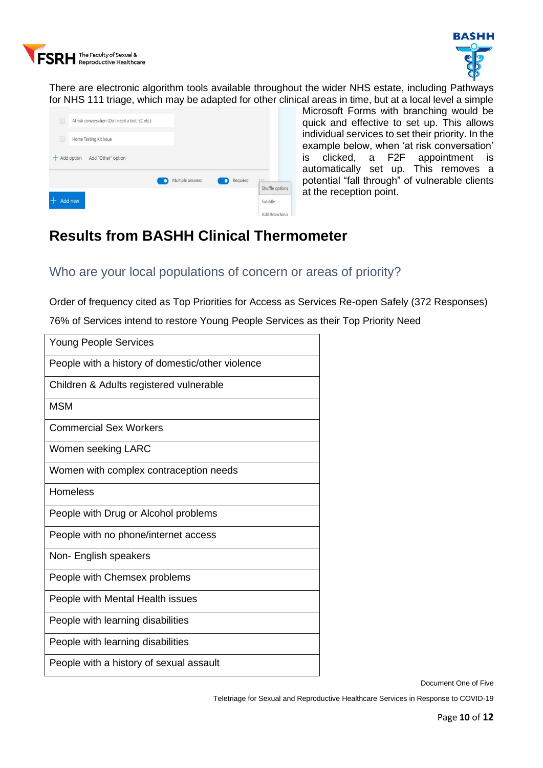There are electronic algorithm tools available throughout the wider NHS estate, including Pathways for NHS 111 triage, which may be adapted for other clinical areas in time, but at a local level a simple Microsoft Forms with branching would be quick and effective to set up. This allows individual services to set their priority. In the example below, when 'at risk conversation' is clicked, a F2F appointment is automatically set up. This removes a potential "fall through" of vulnerable clients at the reception point.

## Results from BASHH Clinical Thermometer

### Who are your local populations of concern or areas of priority?

Order of frequency cited as Top Priorities for Access as Services Re-open Safely (372 Responses)

76% of Services intend to restore Young People Services as their Top Priority Need

| Young People Services |
|---|
| People with a history of domestic/other violence |
| Children & Adults registered vulnerable |
| MSM |
| Commercial Sex Workers |
| Women seeking LARC |
| Women with complex contraception needs |
| Homeless |
| People with Drug or Alcohol problems |
| People with no phone/internet access |
| Non- English speakers |
| People with Chemsex problems |
| People with Mental Health issues |
| People with learning disabilities |
| People with learning disabilities |
| People with a history of sexual assault |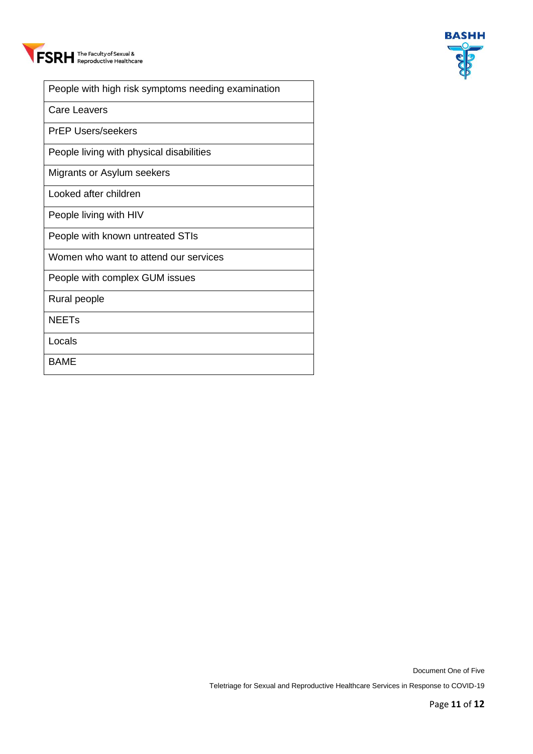| People with high risk symptoms needing examination |
| --- |
| Care Leavers |
| PrEP Users/seekers |
| People living with physical disabilities |
| Migrants or Asylum seekers |
| Looked after children |
| People living with HIV |
| People with known untreated STIs |
| Women who want to attend our services |
| People with complex GUM issues |
| Rural people |
| NEETs |
| Locals |
| BAME |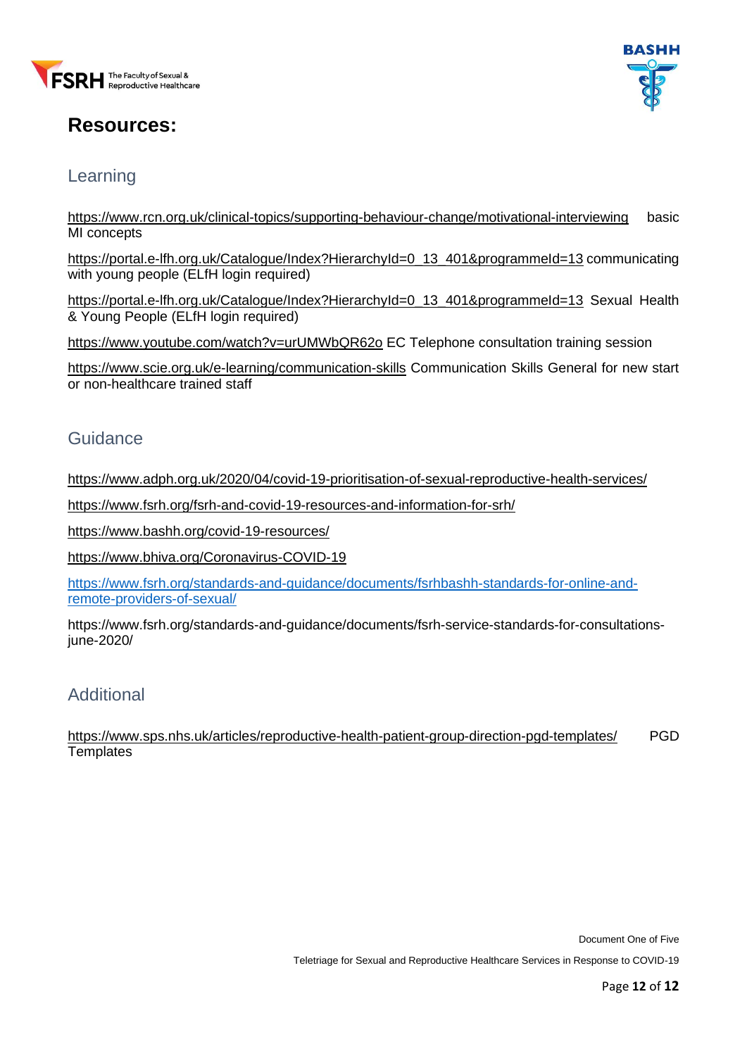# Resources:

## Learning

https://www.rcn.org.uk/clinical-topics/supporting-behaviour-change/motivational-interviewing basic MI concepts

https://portal.e-lfh.org.uk/Catalogue/Index?HierarchyId=0_13_401&programmeId=13 communicating with young people (ELfH login required)

https://portal.e-lfh.org.uk/Catalogue/Index?HierarchyId=0_13_401&programmeId=13 Sexual Health & Young People (ELfH login required)

https://www.youtube.com/watch?v=urUMWbQR62o EC Telephone consultation training session

https://www.scie.org.uk/e-learning/communication-skills Communication Skills General for new start or non-healthcare trained staff

## Guidance

https://www.adph.org.uk/2020/04/covid-19-prioritisation-of-sexual-reproductive-health-services/

https://www.fsrh.org/fsrh-and-covid-19-resources-and-information-for-srh/

https://www.bashh.org/covid-19-resources/

https://www.bhiva.org/Coronavirus-COVID-19

https://www.fsrh.org/standards-and-guidance/documents/fsrhbashh-standards-for-online-and-remote-providers-of-sexual/

https://www.fsrh.org/standards-and-guidance/documents/fsrh-service-standards-for-consultations-june-2020/

## Additional

https://www.sps.nhs.uk/articles/reproductive-health-patient-group-direction-pgd-templates/ PGD Templates